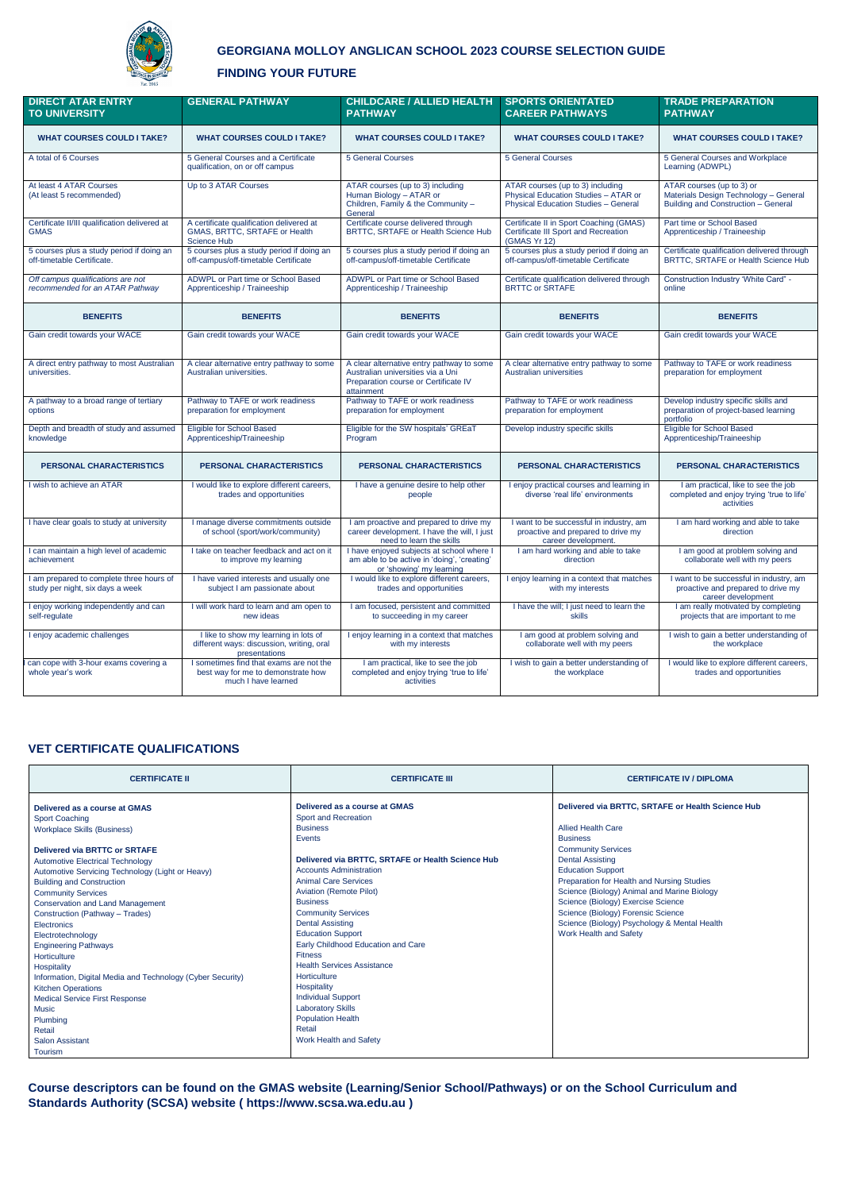# GEORGIANA MOLLOY ANGLICAN SCHOOL 2023 COURSE SELECTION GUIDE

## FINDING YOUR FUTURE

| DIRECT ATAR ENTRY TO UNIVERSITY | GENERAL PATHWAY | CHILDCARE / ALLIED HEALTH PATHWAY | SPORTS ORIENTATED CAREER PATHWAYS | TRADE PREPARATION PATHWAY |
|---|---|---|---|---|
| **WHAT COURSES COULD I TAKE?** | **WHAT COURSES COULD I TAKE?** | **WHAT COURSES COULD I TAKE?** | **WHAT COURSES COULD I TAKE?** | **WHAT COURSES COULD I TAKE?** |
| A total of 6 Courses | 5 General Courses and a Certificate qualification, on or off campus | 5 General Courses | 5 General Courses | 5 General Courses and Workplace Learning (ADWPL) |
| At least 4 ATAR Courses (At least 5 recommended) | Up to 3 ATAR Courses | ATAR courses (up to 3) including Human Biology – ATAR or Children, Family & the Community – General | ATAR courses (up to 3) including Physical Education Studies – ATAR or Physical Education Studies – General | ATAR courses (up to 3) or Materials Design Technology – General Building and Construction – General |
| Certificate II/III qualification delivered at GMAS | A certificate qualification delivered at GMAS, BRTTC, SRTAFE or Health Science Hub | Certificate course delivered through BRTTC, SRTAFE or Health Science Hub | Certificate II in Sport Coaching (GMAS) Certificate III Sport and Recreation (GMAS Yr 12) | Part time or School Based Apprenticeship / Traineeship |
| 5 courses plus a study period if doing an off-timetable Certificate. | 5 courses plus a study period if doing an off-campus/off-timetable Certificate | 5 courses plus a study period if doing an off-campus/off-timetable Certificate | 5 courses plus a study period if doing an off-campus/off-timetable Certificate | Certificate qualification delivered through BRTTC, SRTAFE or Health Science Hub |
| *Off campus qualifications are not recommended for an ATAR Pathway* | ADWPL or Part time or School Based Apprenticeship / Traineeship | ADWPL or Part time or School Based Apprenticeship / Traineeship | Certificate qualification delivered through BRTTC or SRTAFE | Construction Industry 'White Card' - online |
| **BENEFITS** | **BENEFITS** | **BENEFITS** | **BENEFITS** | **BENEFITS** |
| Gain credit towards your WACE | Gain credit towards your WACE | Gain credit towards your WACE | Gain credit towards your WACE | Gain credit towards your WACE |
| A direct entry pathway to most Australian universities. | A clear alternative entry pathway to some Australian universities. | A clear alternative entry pathway to some Australian universities via a Uni Preparation course or Certificate IV attainment | A clear alternative entry pathway to some Australian universities | Pathway to TAFE or work readiness preparation for employment |
| A pathway to a broad range of tertiary options | Pathway to TAFE or work readiness preparation for employment | Pathway to TAFE or work readiness preparation for employment | Pathway to TAFE or work readiness preparation for employment | Develop industry specific skills and preparation of project-based learning portfolio |
| Depth and breadth of study and assumed knowledge | Eligible for School Based Apprenticeship/Traineeship | Eligible for the SW hospitals' GREaT Program | Develop industry specific skills | Eligible for School Based Apprenticeship/Traineeship |
| **PERSONAL CHARACTERISTICS** | **PERSONAL CHARACTERISTICS** | **PERSONAL CHARACTERISTICS** | **PERSONAL CHARACTERISTICS** | **PERSONAL CHARACTERISTICS** |
| I wish to achieve an ATAR | I would like to explore different careers, trades and opportunities | I have a genuine desire to help other people | I enjoy practical courses and learning in diverse 'real life' environments | I am practical, like to see the job completed and enjoy trying 'true to life' activities |
| I have clear goals to study at university | I manage diverse commitments outside of school (sport/work/community) | I am proactive and prepared to drive my career development. I have the will, I just need to learn the skills | I want to be successful in industry, am proactive and prepared to drive my career development. | I am hard working and able to take direction |
| I can maintain a high level of academic achievement | I take on teacher feedback and act on it to improve my learning | I have enjoyed subjects at school where I am able to be active in 'doing', 'creating' or 'showing' my learning | I am hard working and able to take direction | I am good at problem solving and collaborate well with my peers |
| I am prepared to complete three hours of study per night, six days a week | I have varied interests and usually one subject I am passionate about | I would like to explore different careers, trades and opportunities | I enjoy learning in a context that matches with my interests | I want to be successful in industry, am proactive and prepared to drive my career development |
| I enjoy working independently and can self-regulate | I will work hard to learn and am open to new ideas | I am focused, persistent and committed to succeeding in my career | I have the will; I just need to learn the skills | I am really motivated by completing projects that are important to me |
| I enjoy academic challenges | I like to show my learning in lots of different ways: discussion, writing, oral presentations | I enjoy learning in a context that matches with my interests | I am good at problem solving and collaborate well with my peers | I wish to gain a better understanding of the workplace |
| I can cope with 3-hour exams covering a whole year's work | I sometimes find that exams are not the best way for me to demonstrate how much I have learned | I am practical, like to see the job completed and enjoy trying 'true to life' activities | I wish to gain a better understanding of the workplace | I would like to explore different careers, trades and opportunities |

## VET CERTIFICATE QUALIFICATIONS

| CERTIFICATE II | CERTIFICATE III | CERTIFICATE IV / DIPLOMA |
|---|---|---|
| **Delivered as a course at GMAS**<br>Sport Coaching<br>Workplace Skills (Business)<br><br>**Delivered via BRTTC or SRTAFE**<br>Automotive Electrical Technology<br>Automotive Servicing Technology (Light or Heavy)<br>Building and Construction<br>Community Services<br>Conservation and Land Management<br>Construction (Pathway – Trades)<br>Electronics<br>Electrotechnology<br>Engineering Pathways<br>Horticulture<br>Hospitality<br>Information, Digital Media and Technology (Cyber Security)<br>Kitchen Operations<br>Medical Service First Response<br>Music<br>Plumbing<br>Retail<br>Salon Assistant<br>Tourism | **Delivered as a course at GMAS**<br>Sport and Recreation<br>Business<br>Events<br><br>**Delivered via BRTTC, SRTAFE or Health Science Hub**<br>Accounts Administration<br>Animal Care Services<br>Aviation (Remote Pilot)<br>Business<br>Community Services<br>Dental Assisting<br>Education Support<br>Early Childhood Education and Care<br>Fitness<br>Health Services Assistance<br>Horticulture<br>Hospitality<br>Individual Support<br>Laboratory Skills<br>Population Health<br>Retail<br>Work Health and Safety | **Delivered via BRTTC, SRTAFE or Health Science Hub**<br><br>Allied Health Care<br>Business<br>Community Services<br>Dental Assisting<br>Education Support<br>Preparation for Health and Nursing Studies<br>Science (Biology) Animal and Marine Biology<br>Science (Biology) Exercise Science<br>Science (Biology) Forensic Science<br>Science (Biology) Psychology & Mental Health<br>Work Health and Safety |

**Course descriptors can be found on the GMAS website (Learning/Senior School/Pathways) or on the School Curriculum and Standards Authority (SCSA) website ( https://www.scsa.wa.edu.au )**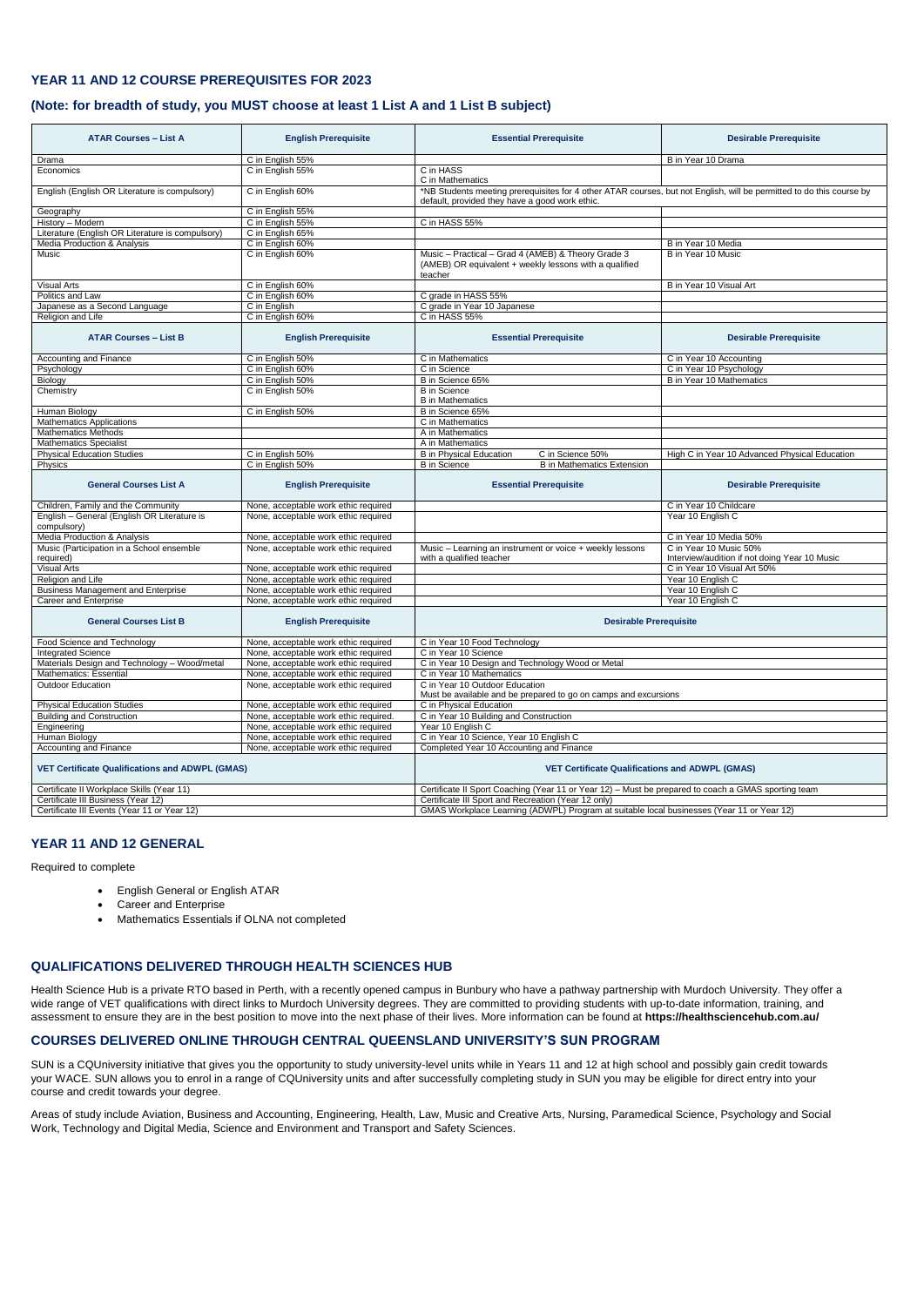## YEAR 11 AND 12 COURSE PREREQUISITES FOR 2023

### (Note: for breadth of study, you MUST choose at least 1 List A and 1 List B subject)

| ATAR Courses – List A | English Prerequisite | Essential Prerequisite | Desirable Prerequisite |
|---|---|---|---|
| Drama | C in English 55% | | B in Year 10 Drama |
| Economics | C in English 55% | C in HASS<br>C in Mathematics | |
| English (English OR Literature is compulsory) | C in English 60% | *NB Students meeting prerequisites for 4 other ATAR courses, but not English, will be permitted to do this course by default, provided they have a good work ethic. | |
| Geography | C in English 55% | | |
| History – Modern | C in English 55% | C in HASS 55% | |
| Literature (English OR Literature is compulsory) | C in English 65% | | |
| Media Production & Analysis | C in English 60% | | B in Year 10 Media |
| Music | C in English 60% | Music – Practical – Grad 4 (AMEB) & Theory Grade 3 (AMEB) OR equivalent + weekly lessons with a qualified teacher | B in Year 10 Music |
| Visual Arts | C in English 60% | | B in Year 10 Visual Art |
| Politics and Law | C in English 60% | C grade in HASS 55% | |
| Japanese as a Second Language | C in English | C grade in Year 10 Japanese | |
| Religion and Life | C in English 60% | C in HASS 55% | |
| **ATAR Courses – List B** | **English Prerequisite** | **Essential Prerequisite** | **Desirable Prerequisite** |
| Accounting and Finance | C in English 50% | C in Mathematics | C in Year 10 Accounting |
| Psychology | C in English 60% | C in Science | C in Year 10 Psychology |
| Biology | C in English 50% | B in Science 65% | B in Year 10 Mathematics |
| Chemistry | C in English 50% | B in Science<br>B in Mathematics | |
| Human Biology | C in English 50% | B in Science 65% | |
| Mathematics Applications | | C in Mathematics | |
| Mathematics Methods | | A in Mathematics | |
| Mathematics Specialist | | A in Mathematics | |
| Physical Education Studies | C in English 50% | B in Physical Education C in Science 50% | High C in Year 10 Advanced Physical Education |
| Physics | C in English 50% | B in Science B in Mathematics Extension | |
| **General Courses List A** | **English Prerequisite** | **Essential Prerequisite** | **Desirable Prerequisite** |
| Children, Family and the Community | None, acceptable work ethic required | | C in Year 10 Childcare |
| English – General (English OR Literature is compulsory) | None, acceptable work ethic required | | Year 10 English C |
| Media Production & Analysis | None, acceptable work ethic required | | C in Year 10 Media 50% |
| Music (Participation in a School ensemble required) | None, acceptable work ethic required | Music – Learning an instrument or voice + weekly lessons with a qualified teacher | C in Year 10 Music 50%<br>Interview/audition if not doing Year 10 Music |
| Visual Arts | None, acceptable work ethic required | | C in Year 10 Visual Art 50% |
| Religion and Life | None, acceptable work ethic required | | Year 10 English C |
| Business Management and Enterprise | None, acceptable work ethic required | | Year 10 English C |
| Career and Enterprise | None, acceptable work ethic required | | Year 10 English C |
| **General Courses List B** | **English Prerequisite** | **Desirable Prerequisite** | |
| Food Science and Technology | None, acceptable work ethic required | C in Year 10 Food Technology | |
| Integrated Science | None, acceptable work ethic required | C in Year 10 Science | |
| Materials Design and Technology – Wood/metal | None, acceptable work ethic required | C in Year 10 Design and Technology Wood or Metal | |
| Mathematics: Essential | None, acceptable work ethic required | C in Year 10 Mathematics | |
| Outdoor Education | None, acceptable work ethic required | C in Year 10 Outdoor Education<br>Must be available and be prepared to go on camps and excursions | |
| Physical Education Studies | None, acceptable work ethic required | C in Physical Education | |
| Building and Construction | None, acceptable work ethic required. | C in Year 10 Building and Construction | |
| Engineering | None, acceptable work ethic required | Year 10 English C | |
| Human Biology | None, acceptable work ethic required | C in Year 10 Science, Year 10 English C | |
| Accounting and Finance | None, acceptable work ethic required | Completed Year 10 Accounting and Finance | |
| **VET Certificate Qualifications and ADWPL (GMAS)** | | **VET Certificate Qualifications and ADWPL (GMAS)** | |
| Certificate II Workplace Skills (Year 11) | | Certificate II Sport Coaching (Year 11 or Year 12) – Must be prepared to coach a GMAS sporting team | |
| Certificate III Business (Year 12) | | Certificate III Sport and Recreation (Year 12 only) | |
| Certificate III Events (Year 11 or Year 12) | | GMAS Workplace Learning (ADWPL) Program at suitable local businesses (Year 11 or Year 12) | |

## YEAR 11 AND 12 GENERAL

Required to complete

- English General or English ATAR
- Career and Enterprise
- Mathematics Essentials if OLNA not completed

## QUALIFICATIONS DELIVERED THROUGH HEALTH SCIENCES HUB

Health Science Hub is a private RTO based in Perth, with a recently opened campus in Bunbury who have a pathway partnership with Murdoch University. They offer a wide range of VET qualifications with direct links to Murdoch University degrees. They are committed to providing students with up-to-date information, training, and assessment to ensure they are in the best position to move into the next phase of their lives. More information can be found at **https://healthsciencehub.com.au/**

## COURSES DELIVERED ONLINE THROUGH CENTRAL QUEENSLAND UNIVERSITY'S SUN PROGRAM

SUN is a CQUniversity initiative that gives you the opportunity to study university-level units while in Years 11 and 12 at high school and possibly gain credit towards your WACE. SUN allows you to enrol in a range of CQUniversity units and after successfully completing study in SUN you may be eligible for direct entry into your course and credit towards your degree.

Areas of study include Aviation, Business and Accounting, Engineering, Health, Law, Music and Creative Arts, Nursing, Paramedical Science, Psychology and Social Work, Technology and Digital Media, Science and Environment and Transport and Safety Sciences.